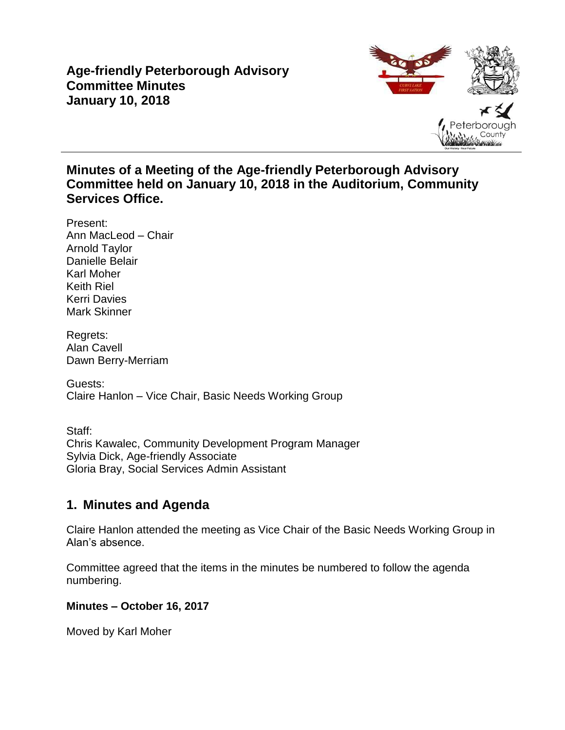# Age-friendly Peterborough Advisory Committee Minutes
# January 10, 2018

## Minutes of a Meeting of the Age-friendly Peterborough Advisory Committee held on January 10, 2018 in the Auditorium, Community Services Office.

Present:
Ann MacLeod – Chair
Arnold Taylor
Danielle Belair
Karl Moher
Keith Riel
Kerri Davies
Mark Skinner

Regrets:
Alan Cavell
Dawn Berry-Merriam

Guests:
Claire Hanlon – Vice Chair, Basic Needs Working Group

Staff:
Chris Kawalec, Community Development Program Manager
Sylvia Dick, Age-friendly Associate
Gloria Bray, Social Services Admin Assistant

## 1. Minutes and Agenda

Claire Hanlon attended the meeting as Vice Chair of the Basic Needs Working Group in Alan's absence.

Committee agreed that the items in the minutes be numbered to follow the agenda numbering.

**Minutes – October 16, 2017**

Moved by Karl Moher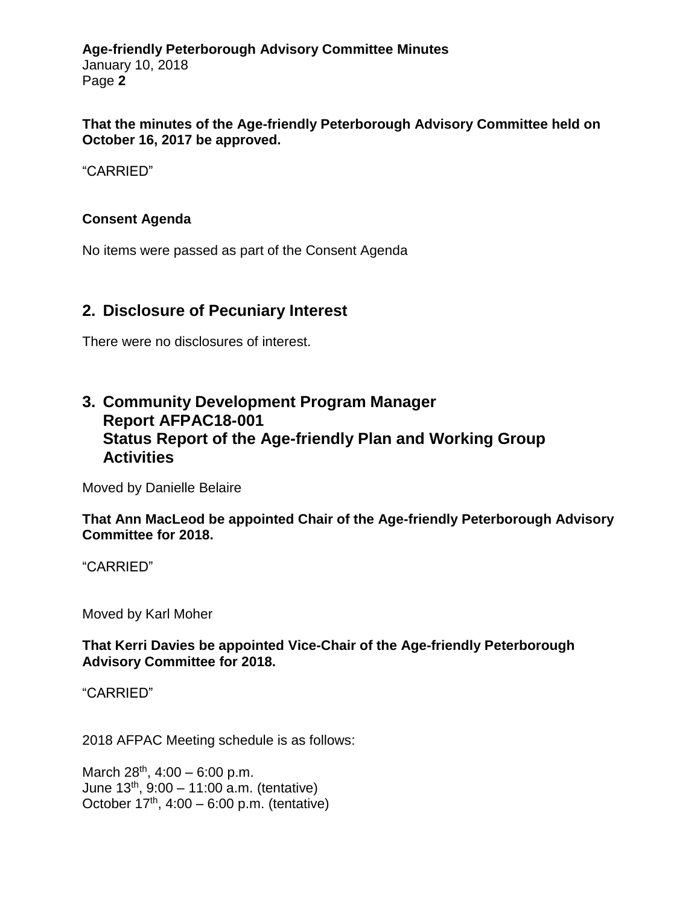**That the minutes of the Age-friendly Peterborough Advisory Committee held on October 16, 2017 be approved.**

"CARRIED"

**Consent Agenda**

No items were passed as part of the Consent Agenda

## 2. Disclosure of Pecuniary Interest

There were no disclosures of interest.

## 3. Community Development Program Manager Report AFPAC18-001 Status Report of the Age-friendly Plan and Working Group Activities

Moved by Danielle Belaire

**That Ann MacLeod be appointed Chair of the Age-friendly Peterborough Advisory Committee for 2018.**

"CARRIED"

Moved by Karl Moher

**That Kerri Davies be appointed Vice-Chair of the Age-friendly Peterborough Advisory Committee for 2018.**

"CARRIED"

2018 AFPAC Meeting schedule is as follows:

March 28th, 4:00 – 6:00 p.m.
June 13th, 9:00 – 11:00 a.m. (tentative)
October 17th, 4:00 – 6:00 p.m. (tentative)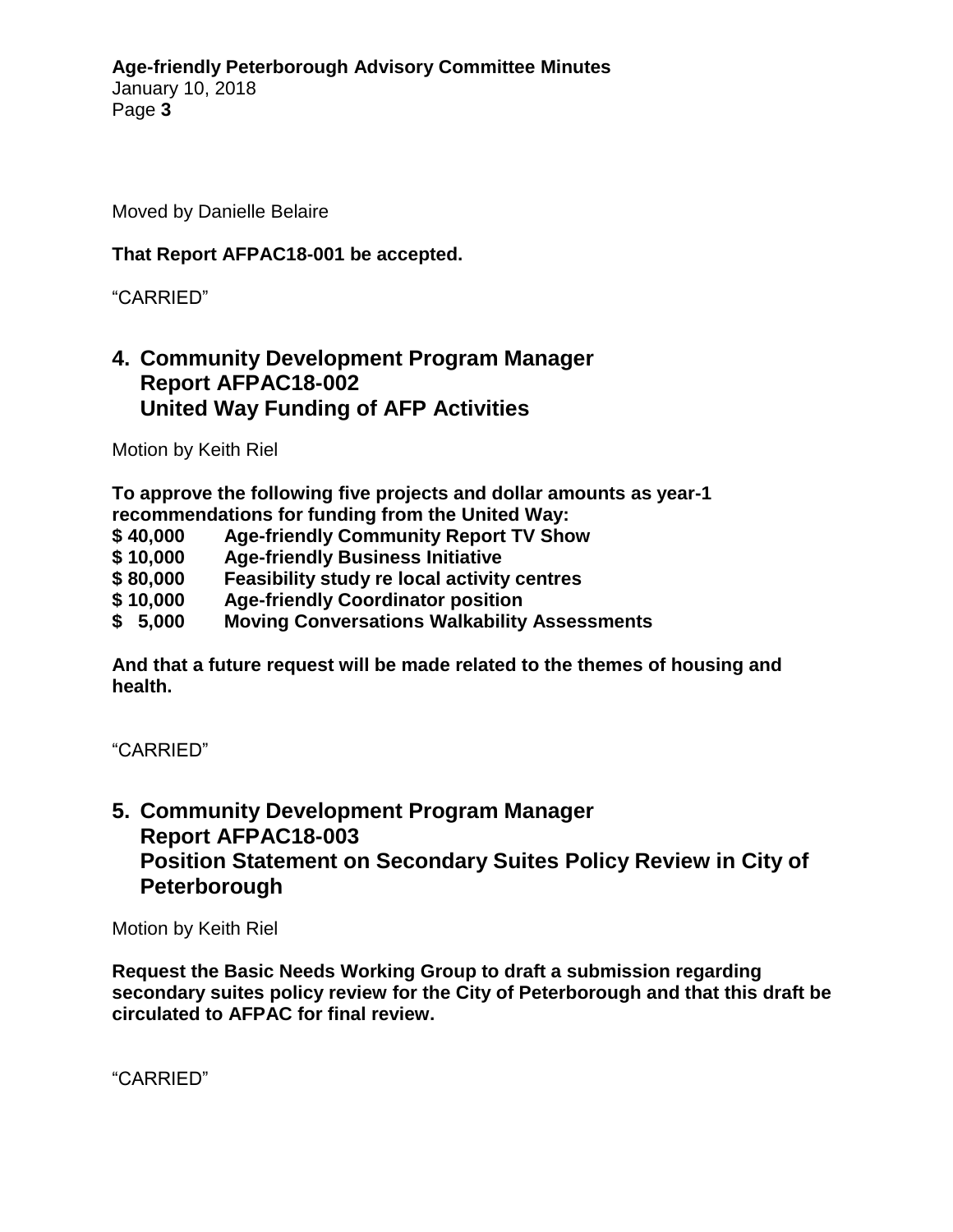Moved by Danielle Belaire

**That Report AFPAC18-001 be accepted.**

"CARRIED"

## 4. Community Development Program Manager Report AFPAC18-002 United Way Funding of AFP Activities

Motion by Keith Riel

**To approve the following five projects and dollar amounts as year-1 recommendations for funding from the United Way:**

**$ 40,000 Age-friendly Community Report TV Show**
**$ 10,000 Age-friendly Business Initiative**
**$ 80,000 Feasibility study re local activity centres**
**$ 10,000 Age-friendly Coordinator position**
**$ 5,000 Moving Conversations Walkability Assessments**

**And that a future request will be made related to the themes of housing and health.**

"CARRIED"

## 5. Community Development Program Manager Report AFPAC18-003 Position Statement on Secondary Suites Policy Review in City of Peterborough

Motion by Keith Riel

**Request the Basic Needs Working Group to draft a submission regarding secondary suites policy review for the City of Peterborough and that this draft be circulated to AFPAC for final review.**

"CARRIED"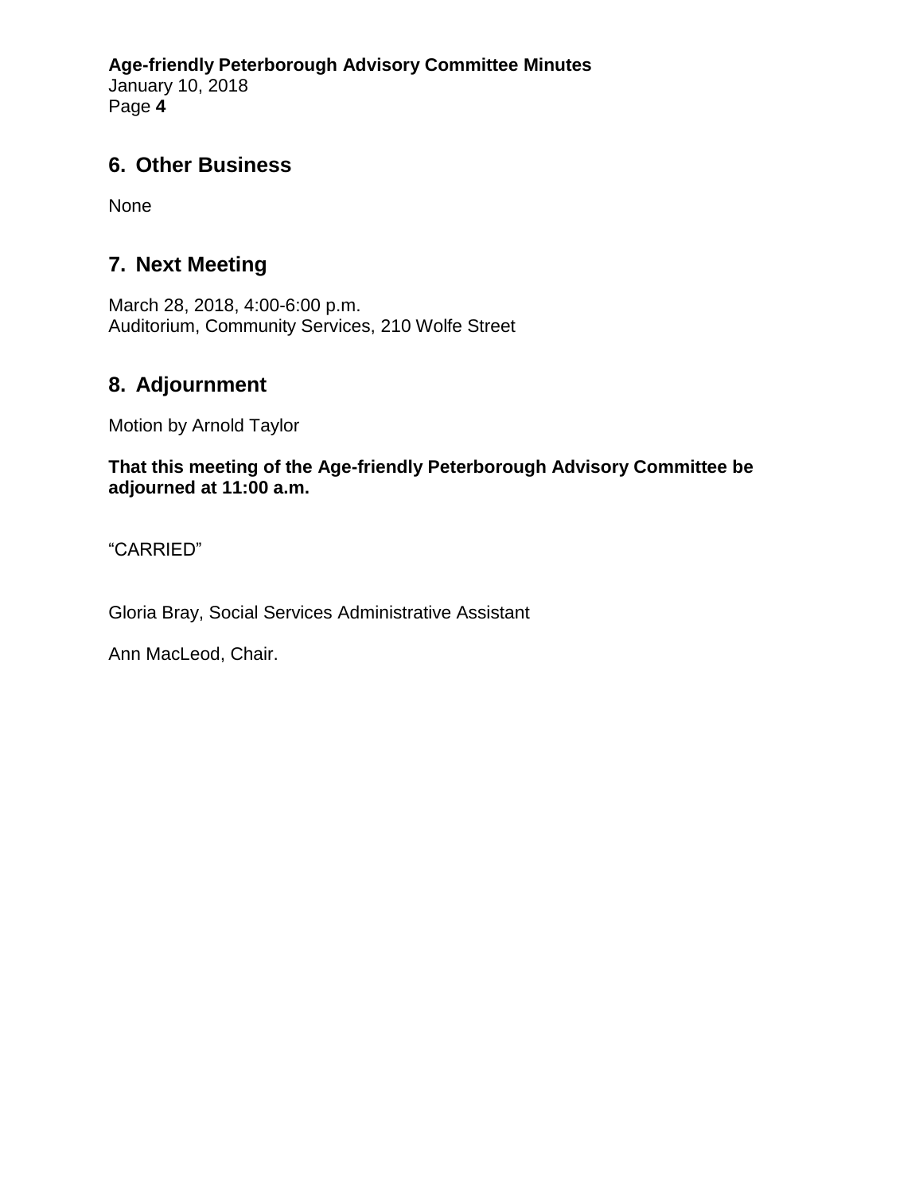## 6. Other Business

None

## 7. Next Meeting

March 28, 2018, 4:00-6:00 p.m.
Auditorium, Community Services, 210 Wolfe Street

## 8. Adjournment

Motion by Arnold Taylor

**That this meeting of the Age-friendly Peterborough Advisory Committee be adjourned at 11:00 a.m.**

"CARRIED"

Gloria Bray, Social Services Administrative Assistant

Ann MacLeod, Chair.